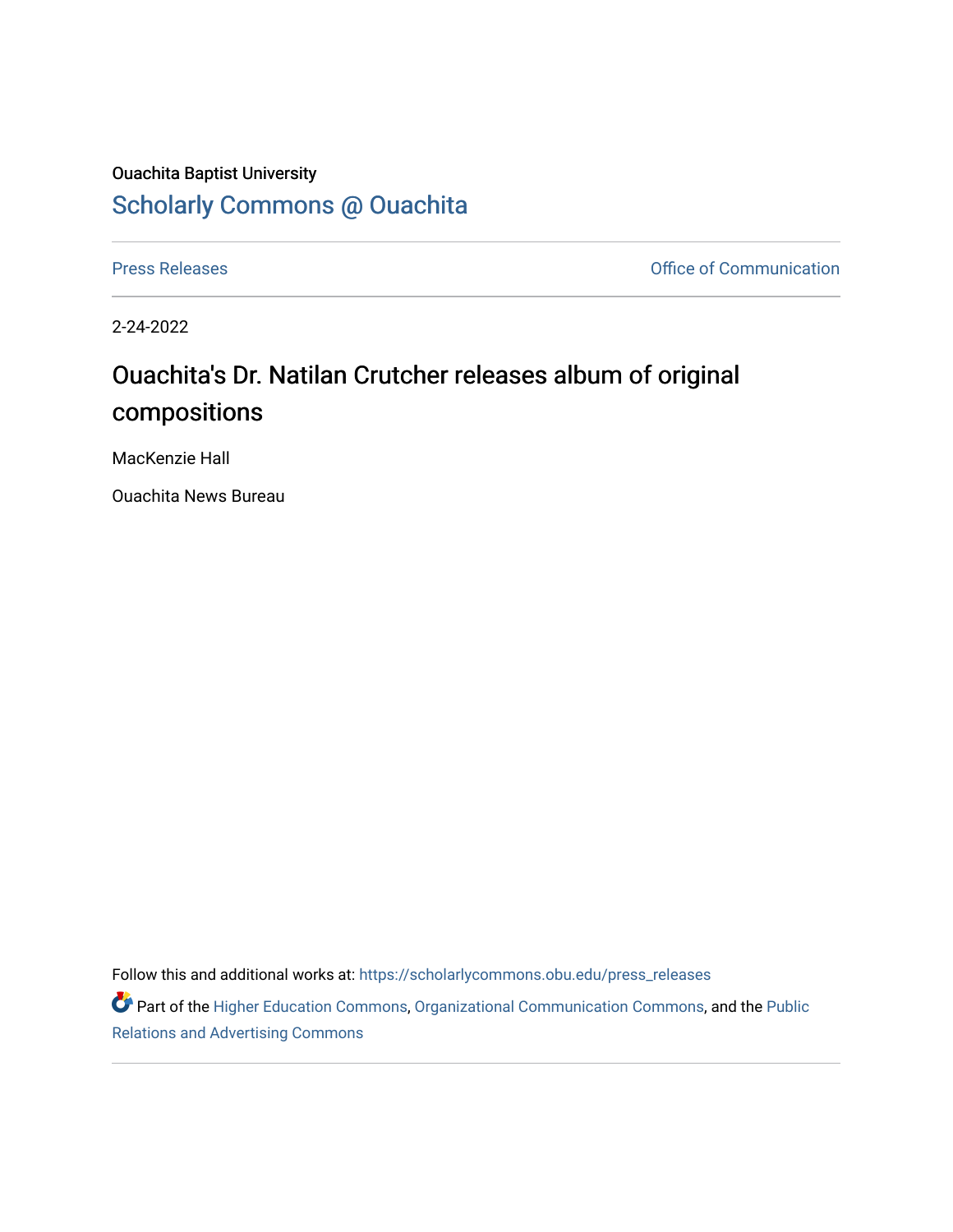Ouachita Baptist University

## Scholarly Commons @ Ouachita

Press Releases | Office of Communication

2-24-2022

# Ouachita's Dr. Natilan Crutcher releases album of original compositions

MacKenzie Hall

Ouachita News Bureau

Follow this and additional works at: https://scholarlycommons.obu.edu/press_releases

Part of the Higher Education Commons, Organizational Communication Commons, and the Public Relations and Advertising Commons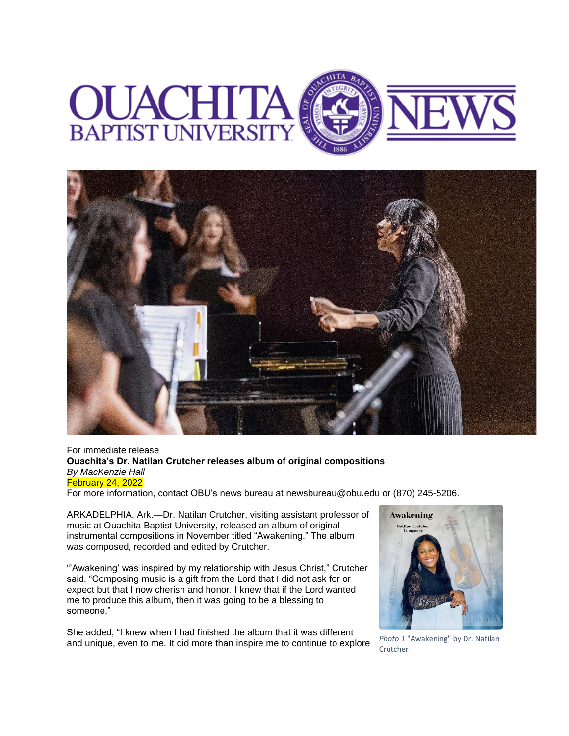For immediate release

**Ouachita's Dr. Natilan Crutcher releases album of original compositions**

*By MacKenzie Hall*

February 24, 2022

For more information, contact OBU's news bureau at newsbureau@obu.edu or (870) 245-5206.

ARKADELPHIA, Ark.—Dr. Natilan Crutcher, visiting assistant professor of music at Ouachita Baptist University, released an album of original instrumental compositions in November titled "Awakening." The album was composed, recorded and edited by Crutcher.

"'Awakening' was inspired by my relationship with Jesus Christ," Crutcher said. "Composing music is a gift from the Lord that I did not ask for or expect but that I now cherish and honor. I knew that if the Lord wanted me to produce this album, then it was going to be a blessing to someone."

She added, "I knew when I had finished the album that it was different and unique, even to me. It did more than inspire me to continue to explore

*Photo 1* "Awakening" by Dr. Natilan Crutcher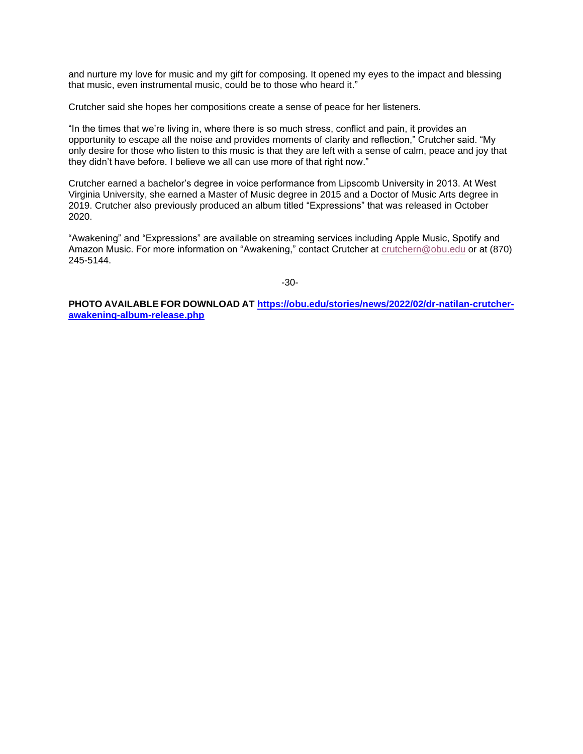and nurture my love for music and my gift for composing. It opened my eyes to the impact and blessing that music, even instrumental music, could be to those who heard it."

Crutcher said she hopes her compositions create a sense of peace for her listeners.

"In the times that we're living in, where there is so much stress, conflict and pain, it provides an opportunity to escape all the noise and provides moments of clarity and reflection," Crutcher said. "My only desire for those who listen to this music is that they are left with a sense of calm, peace and joy that they didn't have before. I believe we all can use more of that right now."

Crutcher earned a bachelor's degree in voice performance from Lipscomb University in 2013. At West Virginia University, she earned a Master of Music degree in 2015 and a Doctor of Music Arts degree in 2019. Crutcher also previously produced an album titled "Expressions" that was released in October 2020.

"Awakening" and "Expressions" are available on streaming services including Apple Music, Spotify and Amazon Music. For more information on "Awakening," contact Crutcher at crutchern@obu.edu or at (870) 245-5144.

-30-

**PHOTO AVAILABLE FOR DOWNLOAD AT https://obu.edu/stories/news/2022/02/dr-natilan-crutcher-awakening-album-release.php**